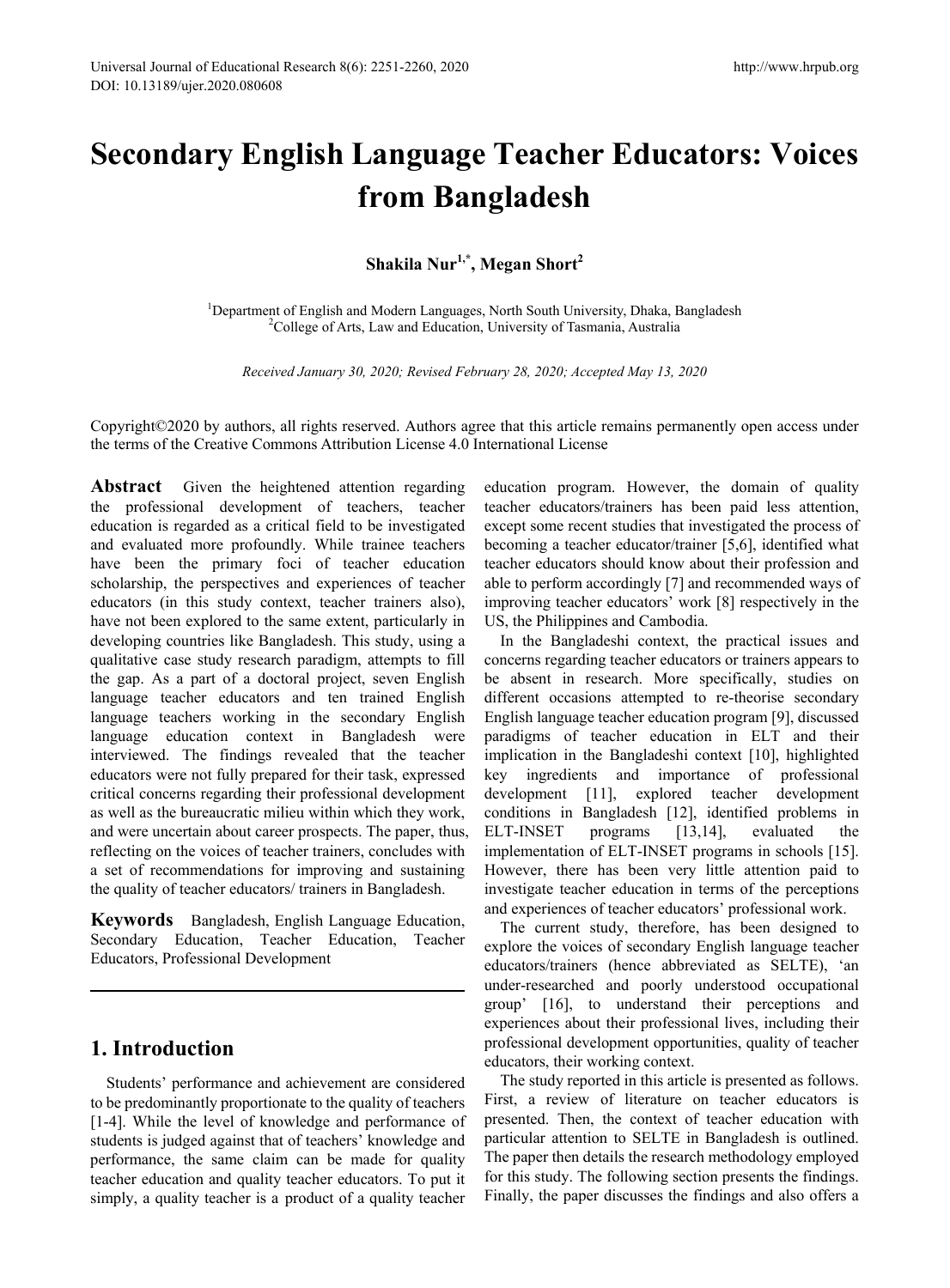# Secondary English Language Teacher Educators: Voices from Bangladesh

**Shakila Nur[1,*], Megan Short[2]**

[1]Department of English and Modern Languages, North South University, Dhaka, Bangladesh
[2]College of Arts, Law and Education, University of Tasmania, Australia

*Received January 30, 2020; Revised February 28, 2020; Accepted May 13, 2020*

Copyright©2020 by authors, all rights reserved. Authors agree that this article remains permanently open access under the terms of the Creative Commons Attribution License 4.0 International License

**Abstract** Given the heightened attention regarding the professional development of teachers, teacher education is regarded as a critical field to be investigated and evaluated more profoundly. While trainee teachers have been the primary foci of teacher education scholarship, the perspectives and experiences of teacher educators (in this study context, teacher trainers also), have not been explored to the same extent, particularly in developing countries like Bangladesh. This study, using a qualitative case study research paradigm, attempts to fill the gap. As a part of a doctoral project, seven English language teacher educators and ten trained English language teachers working in the secondary English language education context in Bangladesh were interviewed. The findings revealed that the teacher educators were not fully prepared for their task, expressed critical concerns regarding their professional development as well as the bureaucratic milieu within which they work, and were uncertain about career prospects. The paper, thus, reflecting on the voices of teacher trainers, concludes with a set of recommendations for improving and sustaining the quality of teacher educators/ trainers in Bangladesh.

**Keywords** Bangladesh, English Language Education, Secondary Education, Teacher Education, Teacher Educators, Professional Development

## 1. Introduction

Students' performance and achievement are considered to be predominantly proportionate to the quality of teachers [1-4]. While the level of knowledge and performance of students is judged against that of teachers' knowledge and performance, the same claim can be made for quality teacher education and quality teacher educators. To put it simply, a quality teacher is a product of a quality teacher education program. However, the domain of quality teacher educators/trainers has been paid less attention, except some recent studies that investigated the process of becoming a teacher educator/trainer [5,6], identified what teacher educators should know about their profession and able to perform accordingly [7] and recommended ways of improving teacher educators' work [8] respectively in the US, the Philippines and Cambodia.

In the Bangladeshi context, the practical issues and concerns regarding teacher educators or trainers appears to be absent in research. More specifically, studies on different occasions attempted to re-theorise secondary English language teacher education program [9], discussed paradigms of teacher education in ELT and their implication in the Bangladeshi context [10], highlighted key ingredients and importance of professional development [11], explored teacher development conditions in Bangladesh [12], identified problems in ELT-INSET programs [13,14], evaluated the implementation of ELT-INSET programs in schools [15]. However, there has been very little attention paid to investigate teacher education in terms of the perceptions and experiences of teacher educators' professional work.

The current study, therefore, has been designed to explore the voices of secondary English language teacher educators/trainers (hence abbreviated as SELTE), 'an under-researched and poorly understood occupational group' [16], to understand their perceptions and experiences about their professional lives, including their professional development opportunities, quality of teacher educators, their working context.

The study reported in this article is presented as follows. First, a review of literature on teacher educators is presented. Then, the context of teacher education with particular attention to SELTE in Bangladesh is outlined. The paper then details the research methodology employed for this study. The following section presents the findings. Finally, the paper discusses the findings and also offers a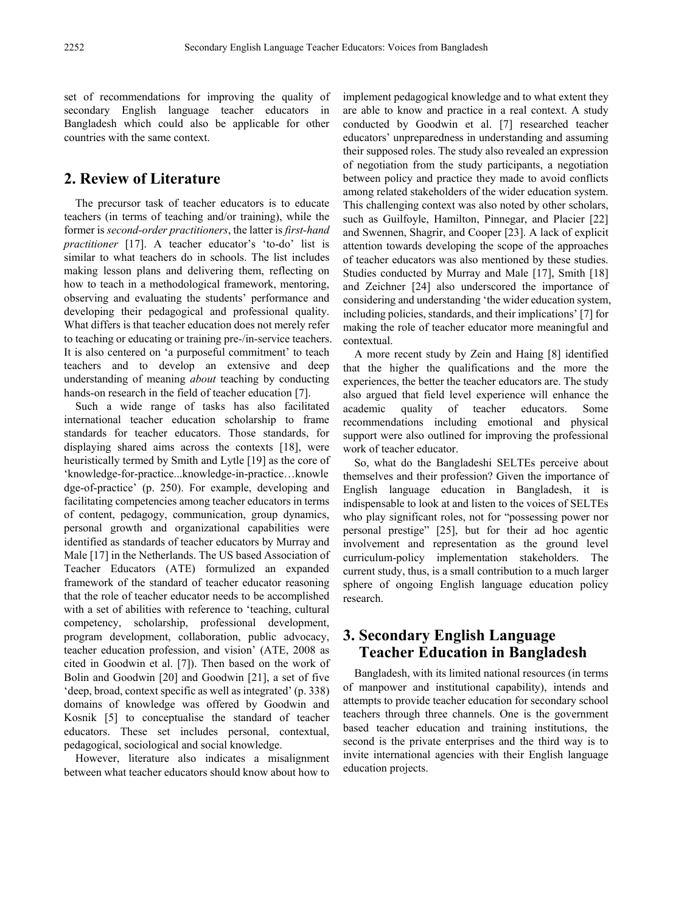set of recommendations for improving the quality of secondary English language teacher educators in Bangladesh which could also be applicable for other countries with the same context.

## 2. Review of Literature

The precursor task of teacher educators is to educate teachers (in terms of teaching and/or training), while the former is *second-order practitioners*, the latter is *first-hand practitioner* [17]. A teacher educator's 'to-do' list is similar to what teachers do in schools. The list includes making lesson plans and delivering them, reflecting on how to teach in a methodological framework, mentoring, observing and evaluating the students' performance and developing their pedagogical and professional quality. What differs is that teacher education does not merely refer to teaching or educating or training pre-/in-service teachers. It is also centered on 'a purposeful commitment' to teach teachers and to develop an extensive and deep understanding of meaning *about* teaching by conducting hands-on research in the field of teacher education [7].

Such a wide range of tasks has also facilitated international teacher education scholarship to frame standards for teacher educators. Those standards, for displaying shared aims across the contexts [18], were heuristically termed by Smith and Lytle [19] as the core of 'knowledge-for-practice...knowledge-in-practice…knowledge-of-practice' (p. 250). For example, developing and facilitating competencies among teacher educators in terms of content, pedagogy, communication, group dynamics, personal growth and organizational capabilities were identified as standards of teacher educators by Murray and Male [17] in the Netherlands. The US based Association of Teacher Educators (ATE) formulized an expanded framework of the standard of teacher educator reasoning that the role of teacher educator needs to be accomplished with a set of abilities with reference to 'teaching, cultural competency, scholarship, professional development, program development, collaboration, public advocacy, teacher education profession, and vision' (ATE, 2008 as cited in Goodwin et al. [7]). Then based on the work of Bolin and Goodwin [20] and Goodwin [21], a set of five 'deep, broad, context specific as well as integrated' (p. 338) domains of knowledge was offered by Goodwin and Kosnik [5] to conceptualise the standard of teacher educators. These set includes personal, contextual, pedagogical, sociological and social knowledge.

However, literature also indicates a misalignment between what teacher educators should know about how to implement pedagogical knowledge and to what extent they are able to know and practice in a real context. A study conducted by Goodwin et al. [7] researched teacher educators' unpreparedness in understanding and assuming their supposed roles. The study also revealed an expression of negotiation from the study participants, a negotiation between policy and practice they made to avoid conflicts among related stakeholders of the wider education system. This challenging context was also noted by other scholars, such as Guilfoyle, Hamilton, Pinnegar, and Placier [22] and Swennen, Shagrir, and Cooper [23]. A lack of explicit attention towards developing the scope of the approaches of teacher educators was also mentioned by these studies. Studies conducted by Murray and Male [17], Smith [18] and Zeichner [24] also underscored the importance of considering and understanding 'the wider education system, including policies, standards, and their implications' [7] for making the role of teacher educator more meaningful and contextual.

A more recent study by Zein and Haing [8] identified that the higher the qualifications and the more the experiences, the better the teacher educators are. The study also argued that field level experience will enhance the academic quality of teacher educators. Some recommendations including emotional and physical support were also outlined for improving the professional work of teacher educator.

So, what do the Bangladeshi SELTEs perceive about themselves and their profession? Given the importance of English language education in Bangladesh, it is indispensable to look at and listen to the voices of SELTEs who play significant roles, not for "possessing power nor personal prestige" [25], but for their ad hoc agentic involvement and representation as the ground level curriculum-policy implementation stakeholders. The current study, thus, is a small contribution to a much larger sphere of ongoing English language education policy research.

## 3. Secondary English Language Teacher Education in Bangladesh

Bangladesh, with its limited national resources (in terms of manpower and institutional capability), intends and attempts to provide teacher education for secondary school teachers through three channels. One is the government based teacher education and training institutions, the second is the private enterprises and the third way is to invite international agencies with their English language education projects.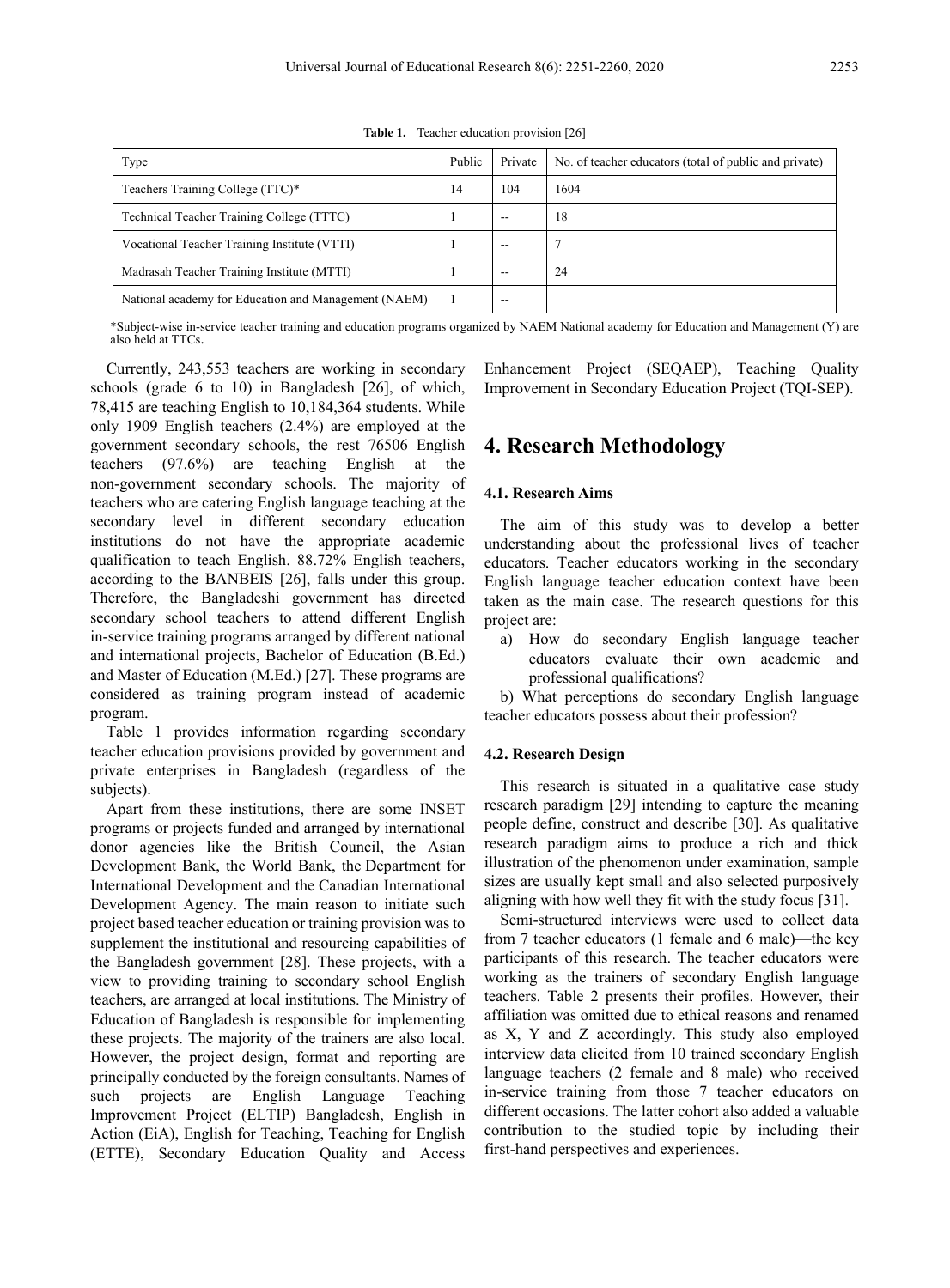**Table 1.** Teacher education provision [26]

| Type | Public | Private | No. of teacher educators (total of public and private) |
|---|---|---|---|
| Teachers Training College (TTC)* | 14 | 104 | 1604 |
| Technical Teacher Training College (TTTC) | 1 | -- | 18 |
| Vocational Teacher Training Institute (VTTI) | 1 | -- | 7 |
| Madrasah Teacher Training Institute (MTTI) | 1 | -- | 24 |
| National academy for Education and Management (NAEM) | 1 | -- | |

*Subject-wise in-service teacher training and education programs organized by NAEM National academy for Education and Management (Y) are also held at TTCs.

Currently, 243,553 teachers are working in secondary schools (grade 6 to 10) in Bangladesh [26], of which, 78,415 are teaching English to 10,184,364 students. While only 1909 English teachers (2.4%) are employed at the government secondary schools, the rest 76506 English teachers (97.6%) are teaching English at the non-government secondary schools. The majority of teachers who are catering English language teaching at the secondary level in different secondary education institutions do not have the appropriate academic qualification to teach English. 88.72% English teachers, according to the BANBEIS [26], falls under this group. Therefore, the Bangladeshi government has directed secondary school teachers to attend different English in-service training programs arranged by different national and international projects, Bachelor of Education (B.Ed.) and Master of Education (M.Ed.) [27]. These programs are considered as training program instead of academic program.

Table 1 provides information regarding secondary teacher education provisions provided by government and private enterprises in Bangladesh (regardless of the subjects).

Apart from these institutions, there are some INSET programs or projects funded and arranged by international donor agencies like the British Council, the Asian Development Bank, the World Bank, the Department for International Development and the Canadian International Development Agency. The main reason to initiate such project based teacher education or training provision was to supplement the institutional and resourcing capabilities of the Bangladesh government [28]. These projects, with a view to providing training to secondary school English teachers, are arranged at local institutions. The Ministry of Education of Bangladesh is responsible for implementing these projects. The majority of the trainers are also local. However, the project design, format and reporting are principally conducted by the foreign consultants. Names of such projects are English Language Teaching Improvement Project (ELTIP) Bangladesh, English in Action (EiA), English for Teaching, Teaching for English (ETTE), Secondary Education Quality and Access Enhancement Project (SEQAEP), Teaching Quality Improvement in Secondary Education Project (TQI-SEP).

# 4. Research Methodology

## 4.1. Research Aims

The aim of this study was to develop a better understanding about the professional lives of teacher educators. Teacher educators working in the secondary English language teacher education context have been taken as the main case. The research questions for this project are:

a) How do secondary English language teacher educators evaluate their own academic and professional qualifications?

b) What perceptions do secondary English language teacher educators possess about their profession?

## 4.2. Research Design

This research is situated in a qualitative case study research paradigm [29] intending to capture the meaning people define, construct and describe [30]. As qualitative research paradigm aims to produce a rich and thick illustration of the phenomenon under examination, sample sizes are usually kept small and also selected purposively aligning with how well they fit with the study focus [31].

Semi-structured interviews were used to collect data from 7 teacher educators (1 female and 6 male)—the key participants of this research. The teacher educators were working as the trainers of secondary English language teachers. Table 2 presents their profiles. However, their affiliation was omitted due to ethical reasons and renamed as X, Y and Z accordingly. This study also employed interview data elicited from 10 trained secondary English language teachers (2 female and 8 male) who received in-service training from those 7 teacher educators on different occasions. The latter cohort also added a valuable contribution to the studied topic by including their first-hand perspectives and experiences.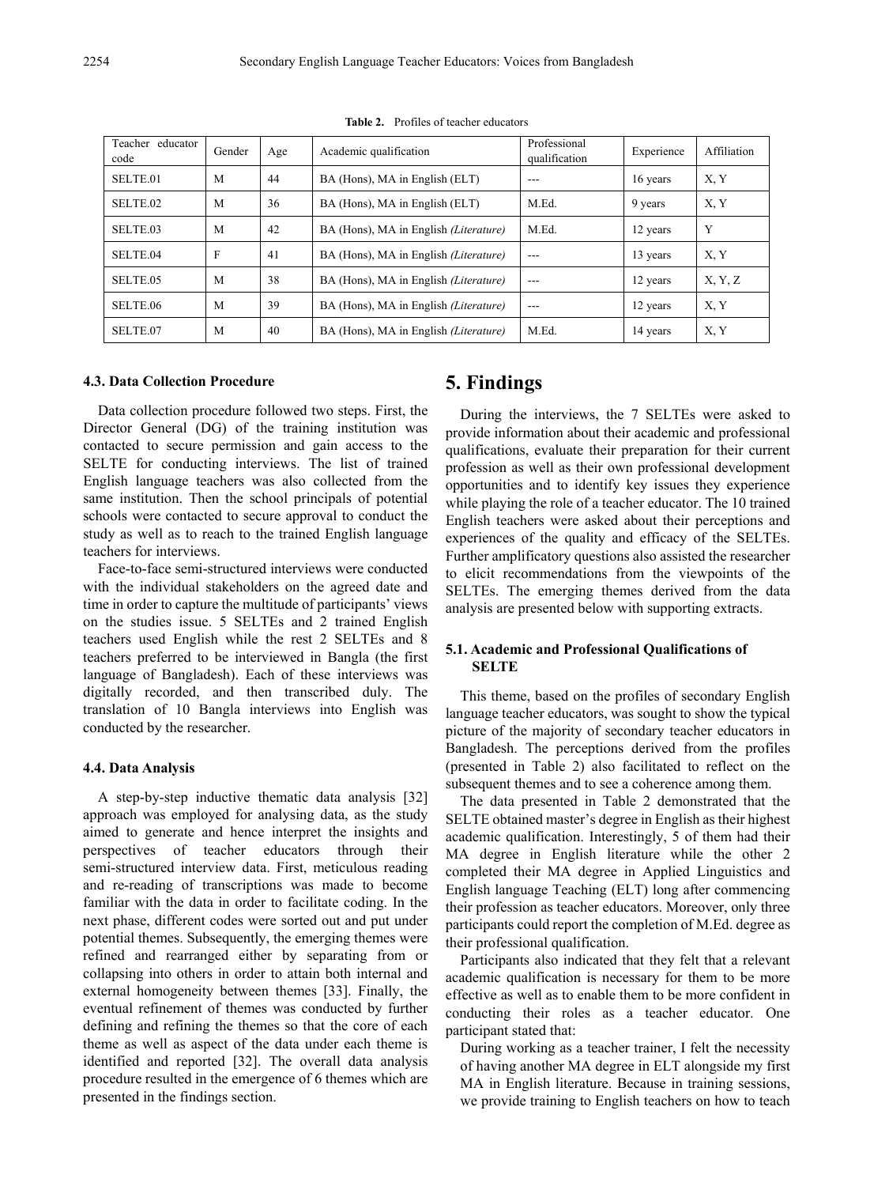**Table 2.** Profiles of teacher educators

| Teacher educator code | Gender | Age | Academic qualification | Professional qualification | Experience | Affiliation |
|---|---|---|---|---|---|---|
| SELTE.01 | M | 44 | BA (Hons), MA in English (ELT) | --- | 16 years | X, Y |
| SELTE.02 | M | 36 | BA (Hons), MA in English (ELT) | M.Ed. | 9 years | X, Y |
| SELTE.03 | M | 42 | BA (Hons), MA in English *(Literature)* | M.Ed. | 12 years | Y |
| SELTE.04 | F | 41 | BA (Hons), MA in English *(Literature)* | --- | 13 years | X, Y |
| SELTE.05 | M | 38 | BA (Hons), MA in English *(Literature)* | --- | 12 years | X, Y, Z |
| SELTE.06 | M | 39 | BA (Hons), MA in English *(Literature)* | --- | 12 years | X, Y |
| SELTE.07 | M | 40 | BA (Hons), MA in English *(Literature)* | M.Ed. | 14 years | X, Y |

### 4.3. Data Collection Procedure

Data collection procedure followed two steps. First, the Director General (DG) of the training institution was contacted to secure permission and gain access to the SELTE for conducting interviews. The list of trained English language teachers was also collected from the same institution. Then the school principals of potential schools were contacted to secure approval to conduct the study as well as to reach to the trained English language teachers for interviews.

Face-to-face semi-structured interviews were conducted with the individual stakeholders on the agreed date and time in order to capture the multitude of participants' views on the studies issue. 5 SELTEs and 2 trained English teachers used English while the rest 2 SELTEs and 8 teachers preferred to be interviewed in Bangla (the first language of Bangladesh). Each of these interviews was digitally recorded, and then transcribed duly. The translation of 10 Bangla interviews into English was conducted by the researcher.

### 4.4. Data Analysis

A step-by-step inductive thematic data analysis [32] approach was employed for analysing data, as the study aimed to generate and hence interpret the insights and perspectives of teacher educators through their semi-structured interview data. First, meticulous reading and re-reading of transcriptions was made to become familiar with the data in order to facilitate coding. In the next phase, different codes were sorted out and put under potential themes. Subsequently, the emerging themes were refined and rearranged either by separating from or collapsing into others in order to attain both internal and external homogeneity between themes [33]. Finally, the eventual refinement of themes was conducted by further defining and refining the themes so that the core of each theme as well as aspect of the data under each theme is identified and reported [32]. The overall data analysis procedure resulted in the emergence of 6 themes which are presented in the findings section.

## 5. Findings

During the interviews, the 7 SELTEs were asked to provide information about their academic and professional qualifications, evaluate their preparation for their current profession as well as their own professional development opportunities and to identify key issues they experience while playing the role of a teacher educator. The 10 trained English teachers were asked about their perceptions and experiences of the quality and efficacy of the SELTEs. Further amplificatory questions also assisted the researcher to elicit recommendations from the viewpoints of the SELTEs. The emerging themes derived from the data analysis are presented below with supporting extracts.

### 5.1. Academic and Professional Qualifications of SELTE

This theme, based on the profiles of secondary English language teacher educators, was sought to show the typical picture of the majority of secondary teacher educators in Bangladesh. The perceptions derived from the profiles (presented in Table 2) also facilitated to reflect on the subsequent themes and to see a coherence among them.

The data presented in Table 2 demonstrated that the SELTE obtained master's degree in English as their highest academic qualification. Interestingly, 5 of them had their MA degree in English literature while the other 2 completed their MA degree in Applied Linguistics and English language Teaching (ELT) long after commencing their profession as teacher educators. Moreover, only three participants could report the completion of M.Ed. degree as their professional qualification.

Participants also indicated that they felt that a relevant academic qualification is necessary for them to be more effective as well as to enable them to be more confident in conducting their roles as a teacher educator. One participant stated that:

> During working as a teacher trainer, I felt the necessity of having another MA degree in ELT alongside my first MA in English literature. Because in training sessions, we provide training to English teachers on how to teach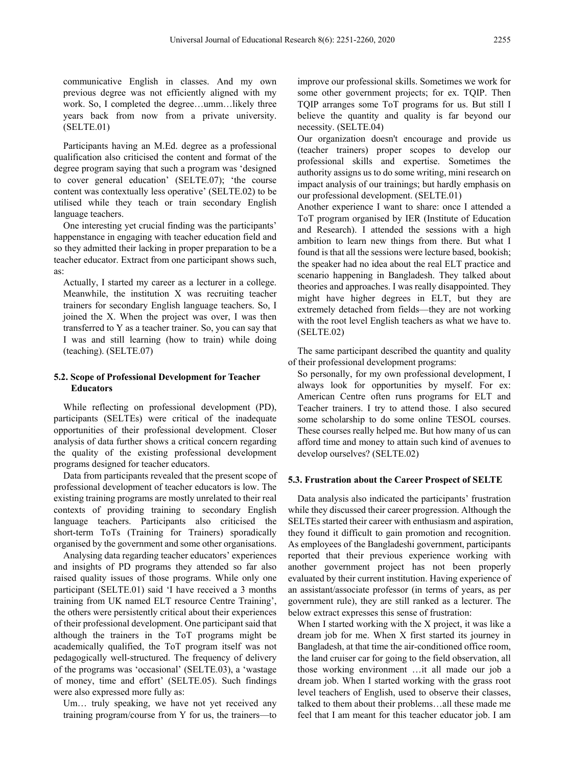communicative English in classes. And my own previous degree was not efficiently aligned with my work. So, I completed the degree…umm…likely three years back from now from a private university. (SELTE.01)

Participants having an M.Ed. degree as a professional qualification also criticised the content and format of the degree program saying that such a program was 'designed to cover general education' (SELTE.07); 'the course content was contextually less operative' (SELTE.02) to be utilised while they teach or train secondary English language teachers.

One interesting yet crucial finding was the participants' happenstance in engaging with teacher education field and so they admitted their lacking in proper preparation to be a teacher educator. Extract from one participant shows such, as:

> Actually, I started my career as a lecturer in a college. Meanwhile, the institution X was recruiting teacher trainers for secondary English language teachers. So, I joined the X. When the project was over, I was then transferred to Y as a teacher trainer. So, you can say that I was and still learning (how to train) while doing (teaching). (SELTE.07)

### 5.2. Scope of Professional Development for Teacher Educators

While reflecting on professional development (PD), participants (SELTEs) were critical of the inadequate opportunities of their professional development. Closer analysis of data further shows a critical concern regarding the quality of the existing professional development programs designed for teacher educators.

Data from participants revealed that the present scope of professional development of teacher educators is low. The existing training programs are mostly unrelated to their real contexts of providing training to secondary English language teachers. Participants also criticised the short-term ToTs (Training for Trainers) sporadically organised by the government and some other organisations.

Analysing data regarding teacher educators' experiences and insights of PD programs they attended so far also raised quality issues of those programs. While only one participant (SELTE.01) said 'I have received a 3 months training from UK named ELT resource Centre Training', the others were persistently critical about their experiences of their professional development. One participant said that although the trainers in the ToT programs might be academically qualified, the ToT program itself was not pedagogically well-structured. The frequency of delivery of the programs was 'occasional' (SELTE.03), a 'wastage of money, time and effort' (SELTE.05). Such findings were also expressed more fully as:

> Um… truly speaking, we have not yet received any training program/course from Y for us, the trainers—to improve our professional skills. Sometimes we work for some other government projects; for ex. TQIP. Then TQIP arranges some ToT programs for us. But still I believe the quantity and quality is far beyond our necessity. (SELTE.04)
>
> Our organization doesn't encourage and provide us (teacher trainers) proper scopes to develop our professional skills and expertise. Sometimes the authority assigns us to do some writing, mini research on impact analysis of our trainings; but hardly emphasis on our professional development. (SELTE.01)
>
> Another experience I want to share: once I attended a ToT program organised by IER (Institute of Education and Research). I attended the sessions with a high ambition to learn new things from there. But what I found is that all the sessions were lecture based, bookish; the speaker had no idea about the real ELT practice and scenario happening in Bangladesh. They talked about theories and approaches. I was really disappointed. They might have higher degrees in ELT, but they are extremely detached from fields—they are not working with the root level English teachers as what we have to. (SELTE.02)

The same participant described the quantity and quality of their professional development programs:

> So personally, for my own professional development, I always look for opportunities by myself. For ex: American Centre often runs programs for ELT and Teacher trainers. I try to attend those. I also secured some scholarship to do some online TESOL courses. These courses really helped me. But how many of us can afford time and money to attain such kind of avenues to develop ourselves? (SELTE.02)

### 5.3. Frustration about the Career Prospect of SELTE

Data analysis also indicated the participants' frustration while they discussed their career progression. Although the SELTEs started their career with enthusiasm and aspiration, they found it difficult to gain promotion and recognition. As employees of the Bangladeshi government, participants reported that their previous experience working with another government project has not been properly evaluated by their current institution. Having experience of an assistant/associate professor (in terms of years, as per government rule), they are still ranked as a lecturer. The below extract expresses this sense of frustration:

> When I started working with the X project, it was like a dream job for me. When X first started its journey in Bangladesh, at that time the air-conditioned office room, the land cruiser car for going to the field observation, all those working environment …it all made our job a dream job. When I started working with the grass root level teachers of English, used to observe their classes, talked to them about their problems…all these made me feel that I am meant for this teacher educator job. I am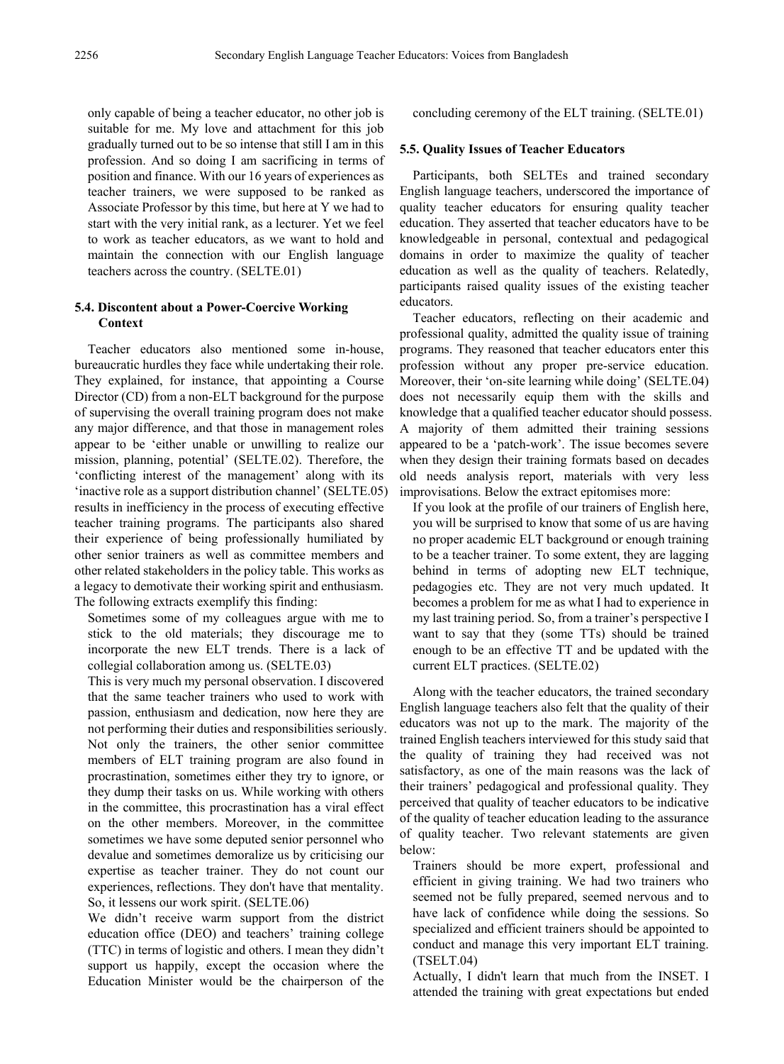only capable of being a teacher educator, no other job is suitable for me. My love and attachment for this job gradually turned out to be so intense that still I am in this profession. And so doing I am sacrificing in terms of position and finance. With our 16 years of experiences as teacher trainers, we were supposed to be ranked as Associate Professor by this time, but here at Y we had to start with the very initial rank, as a lecturer. Yet we feel to work as teacher educators, as we want to hold and maintain the connection with our English language teachers across the country. (SELTE.01)

### 5.4. Discontent about a Power-Coercive Working Context

Teacher educators also mentioned some in-house, bureaucratic hurdles they face while undertaking their role. They explained, for instance, that appointing a Course Director (CD) from a non-ELT background for the purpose of supervising the overall training program does not make any major difference, and that those in management roles appear to be 'either unable or unwilling to realize our mission, planning, potential' (SELTE.02). Therefore, the 'conflicting interest of the management' along with its 'inactive role as a support distribution channel' (SELTE.05) results in inefficiency in the process of executing effective teacher training programs. The participants also shared their experience of being professionally humiliated by other senior trainers as well as committee members and other related stakeholders in the policy table. This works as a legacy to demotivate their working spirit and enthusiasm. The following extracts exemplify this finding:

> Sometimes some of my colleagues argue with me to stick to the old materials; they discourage me to incorporate the new ELT trends. There is a lack of collegial collaboration among us. (SELTE.03)

> This is very much my personal observation. I discovered that the same teacher trainers who used to work with passion, enthusiasm and dedication, now here they are not performing their duties and responsibilities seriously. Not only the trainers, the other senior committee members of ELT training program are also found in procrastination, sometimes either they try to ignore, or they dump their tasks on us. While working with others in the committee, this procrastination has a viral effect on the other members. Moreover, in the committee sometimes we have some deputed senior personnel who devalue and sometimes demoralize us by criticising our expertise as teacher trainer. They do not count our experiences, reflections. They don't have that mentality. So, it lessens our work spirit. (SELTE.06)

> We didn't receive warm support from the district education office (DEO) and teachers' training college (TTC) in terms of logistic and others. I mean they didn't support us happily, except the occasion where the Education Minister would be the chairperson of the concluding ceremony of the ELT training. (SELTE.01)

### 5.5. Quality Issues of Teacher Educators

Participants, both SELTEs and trained secondary English language teachers, underscored the importance of quality teacher educators for ensuring quality teacher education. They asserted that teacher educators have to be knowledgeable in personal, contextual and pedagogical domains in order to maximize the quality of teacher education as well as the quality of teachers. Relatedly, participants raised quality issues of the existing teacher educators.

Teacher educators, reflecting on their academic and professional quality, admitted the quality issue of training programs. They reasoned that teacher educators enter this profession without any proper pre-service education. Moreover, their 'on-site learning while doing' (SELTE.04) does not necessarily equip them with the skills and knowledge that a qualified teacher educator should possess. A majority of them admitted their training sessions appeared to be a 'patch-work'. The issue becomes severe when they design their training formats based on decades old needs analysis report, materials with very less improvisations. Below the extract epitomises more:

> If you look at the profile of our trainers of English here, you will be surprised to know that some of us are having no proper academic ELT background or enough training to be a teacher trainer. To some extent, they are lagging behind in terms of adopting new ELT technique, pedagogies etc. They are not very much updated. It becomes a problem for me as what I had to experience in my last training period. So, from a trainer's perspective I want to say that they (some TTs) should be trained enough to be an effective TT and be updated with the current ELT practices. (SELTE.02)

Along with the teacher educators, the trained secondary English language teachers also felt that the quality of their educators was not up to the mark. The majority of the trained English teachers interviewed for this study said that the quality of training they had received was not satisfactory, as one of the main reasons was the lack of their trainers' pedagogical and professional quality. They perceived that quality of teacher educators to be indicative of the quality of teacher education leading to the assurance of quality teacher. Two relevant statements are given below:

> Trainers should be more expert, professional and efficient in giving training. We had two trainers who seemed not be fully prepared, seemed nervous and to have lack of confidence while doing the sessions. So specialized and efficient trainers should be appointed to conduct and manage this very important ELT training. (TSELT.04)

> Actually, I didn't learn that much from the INSET. I attended the training with great expectations but ended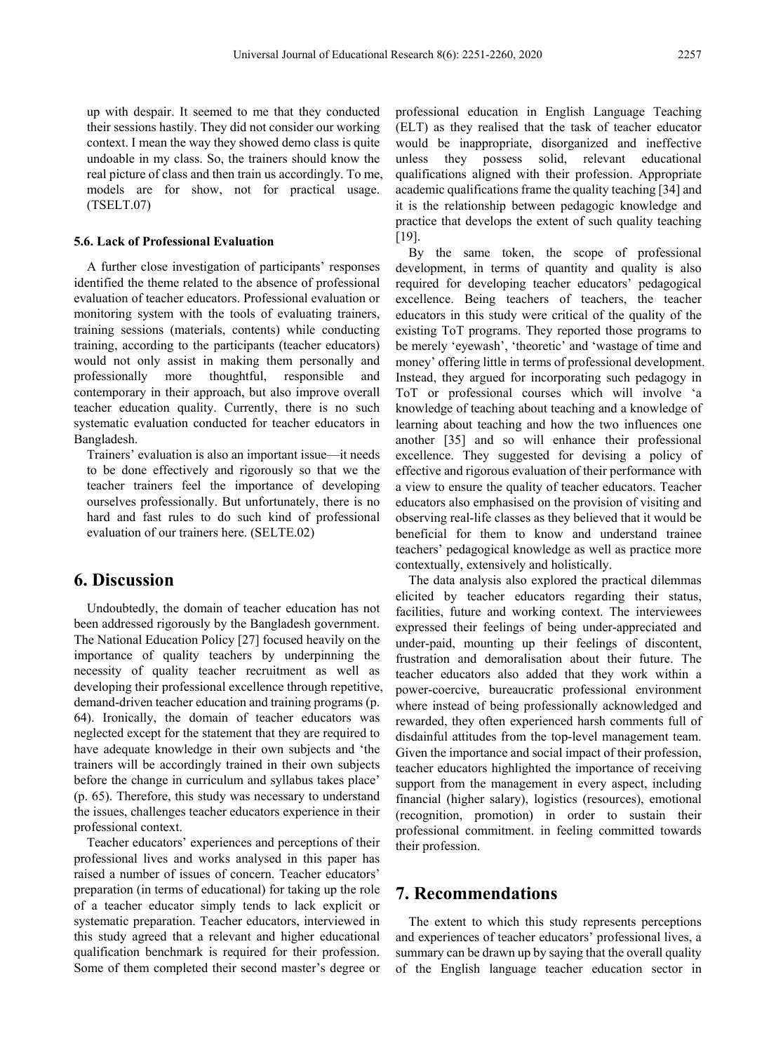up with despair. It seemed to me that they conducted their sessions hastily. They did not consider our working context. I mean the way they showed demo class is quite undoable in my class. So, the trainers should know the real picture of class and then train us accordingly. To me, models are for show, not for practical usage. (TSELT.07)

### 5.6. Lack of Professional Evaluation

A further close investigation of participants' responses identified the theme related to the absence of professional evaluation of teacher educators. Professional evaluation or monitoring system with the tools of evaluating trainers, training sessions (materials, contents) while conducting training, according to the participants (teacher educators) would not only assist in making them personally and professionally more thoughtful, responsible and contemporary in their approach, but also improve overall teacher education quality. Currently, there is no such systematic evaluation conducted for teacher educators in Bangladesh.

Trainers' evaluation is also an important issue—it needs to be done effectively and rigorously so that we the teacher trainers feel the importance of developing ourselves professionally. But unfortunately, there is no hard and fast rules to do such kind of professional evaluation of our trainers here. (SELTE.02)

## 6. Discussion

Undoubtedly, the domain of teacher education has not been addressed rigorously by the Bangladesh government. The National Education Policy [27] focused heavily on the importance of quality teachers by underpinning the necessity of quality teacher recruitment as well as developing their professional excellence through repetitive, demand-driven teacher education and training programs (p. 64). Ironically, the domain of teacher educators was neglected except for the statement that they are required to have adequate knowledge in their own subjects and 'the trainers will be accordingly trained in their own subjects before the change in curriculum and syllabus takes place' (p. 65). Therefore, this study was necessary to understand the issues, challenges teacher educators experience in their professional context.

Teacher educators' experiences and perceptions of their professional lives and works analysed in this paper has raised a number of issues of concern. Teacher educators' preparation (in terms of educational) for taking up the role of a teacher educator simply tends to lack explicit or systematic preparation. Teacher educators, interviewed in this study agreed that a relevant and higher educational qualification benchmark is required for their profession. Some of them completed their second master's degree or professional education in English Language Teaching (ELT) as they realised that the task of teacher educator would be inappropriate, disorganized and ineffective unless they possess solid, relevant educational qualifications aligned with their profession. Appropriate academic qualifications frame the quality teaching [34] and it is the relationship between pedagogic knowledge and practice that develops the extent of such quality teaching [19].

By the same token, the scope of professional development, in terms of quantity and quality is also required for developing teacher educators' pedagogical excellence. Being teachers of teachers, the teacher educators in this study were critical of the quality of the existing ToT programs. They reported those programs to be merely 'eyewash', 'theoretic' and 'wastage of time and money' offering little in terms of professional development. Instead, they argued for incorporating such pedagogy in ToT or professional courses which will involve 'a knowledge of teaching about teaching and a knowledge of learning about teaching and how the two influences one another [35] and so will enhance their professional excellence. They suggested for devising a policy of effective and rigorous evaluation of their performance with a view to ensure the quality of teacher educators. Teacher educators also emphasised on the provision of visiting and observing real-life classes as they believed that it would be beneficial for them to know and understand trainee teachers' pedagogical knowledge as well as practice more contextually, extensively and holistically.

The data analysis also explored the practical dilemmas elicited by teacher educators regarding their status, facilities, future and working context. The interviewees expressed their feelings of being under-appreciated and under-paid, mounting up their feelings of discontent, frustration and demoralisation about their future. The teacher educators also added that they work within a power-coercive, bureaucratic professional environment where instead of being professionally acknowledged and rewarded, they often experienced harsh comments full of disdainful attitudes from the top-level management team. Given the importance and social impact of their profession, teacher educators highlighted the importance of receiving support from the management in every aspect, including financial (higher salary), logistics (resources), emotional (recognition, promotion) in order to sustain their professional commitment. in feeling committed towards their profession.

## 7. Recommendations

The extent to which this study represents perceptions and experiences of teacher educators' professional lives, a summary can be drawn up by saying that the overall quality of the English language teacher education sector in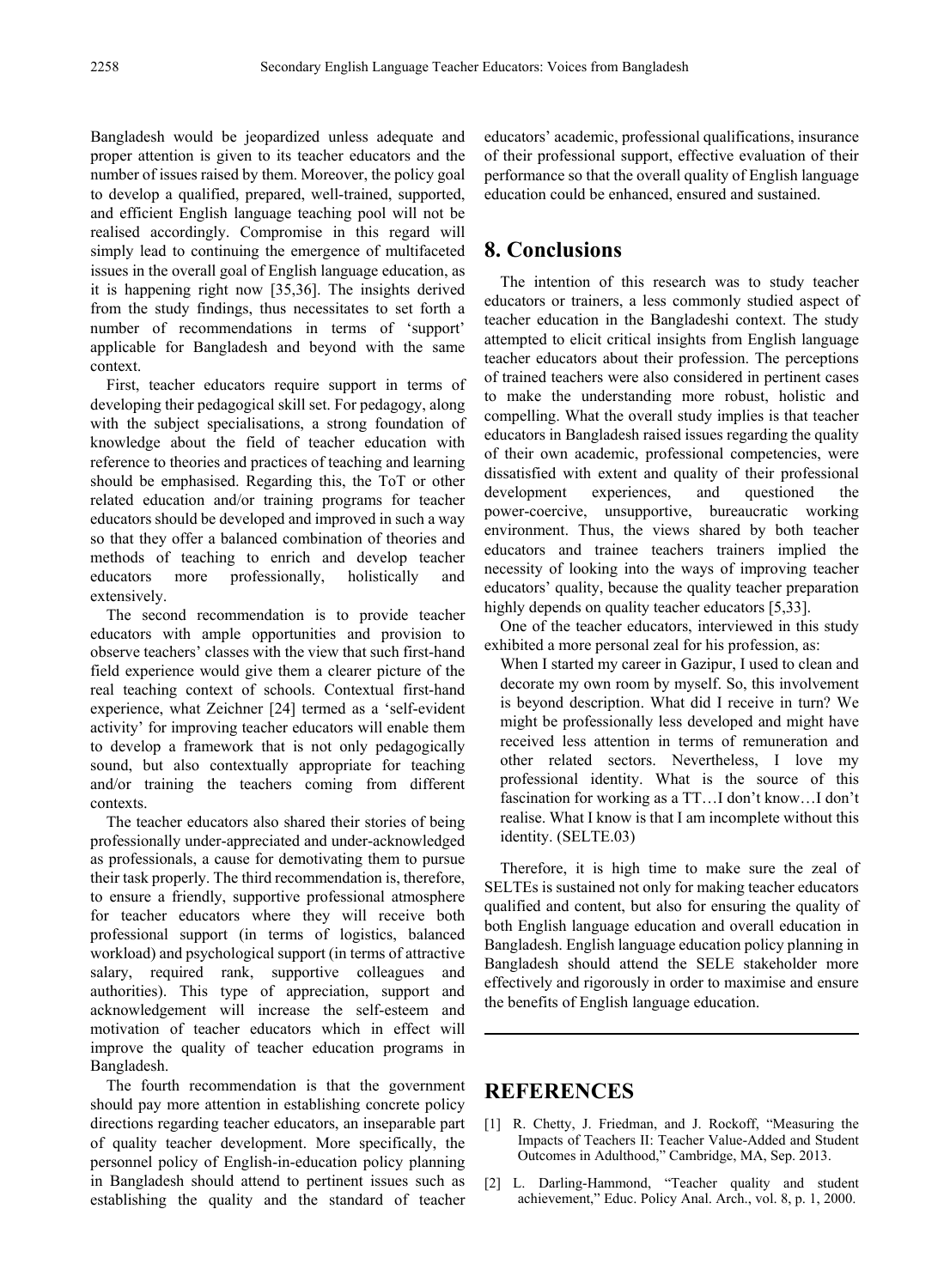Bangladesh would be jeopardized unless adequate and proper attention is given to its teacher educators and the number of issues raised by them. Moreover, the policy goal to develop a qualified, prepared, well-trained, supported, and efficient English language teaching pool will not be realised accordingly. Compromise in this regard will simply lead to continuing the emergence of multifaceted issues in the overall goal of English language education, as it is happening right now [35,36]. The insights derived from the study findings, thus necessitates to set forth a number of recommendations in terms of 'support' applicable for Bangladesh and beyond with the same context.

First, teacher educators require support in terms of developing their pedagogical skill set. For pedagogy, along with the subject specialisations, a strong foundation of knowledge about the field of teacher education with reference to theories and practices of teaching and learning should be emphasised. Regarding this, the ToT or other related education and/or training programs for teacher educators should be developed and improved in such a way so that they offer a balanced combination of theories and methods of teaching to enrich and develop teacher educators more professionally, holistically and extensively.

The second recommendation is to provide teacher educators with ample opportunities and provision to observe teachers' classes with the view that such first-hand field experience would give them a clearer picture of the real teaching context of schools. Contextual first-hand experience, what Zeichner [24] termed as a 'self-evident activity' for improving teacher educators will enable them to develop a framework that is not only pedagogically sound, but also contextually appropriate for teaching and/or training the teachers coming from different contexts.

The teacher educators also shared their stories of being professionally under-appreciated and under-acknowledged as professionals, a cause for demotivating them to pursue their task properly. The third recommendation is, therefore, to ensure a friendly, supportive professional atmosphere for teacher educators where they will receive both professional support (in terms of logistics, balanced workload) and psychological support (in terms of attractive salary, required rank, supportive colleagues and authorities). This type of appreciation, support and acknowledgement will increase the self-esteem and motivation of teacher educators which in effect will improve the quality of teacher education programs in Bangladesh.

The fourth recommendation is that the government should pay more attention in establishing concrete policy directions regarding teacher educators, an inseparable part of quality teacher development. More specifically, the personnel policy of English-in-education policy planning in Bangladesh should attend to pertinent issues such as establishing the quality and the standard of teacher educators' academic, professional qualifications, insurance of their professional support, effective evaluation of their performance so that the overall quality of English language education could be enhanced, ensured and sustained.

## 8. Conclusions

The intention of this research was to study teacher educators or trainers, a less commonly studied aspect of teacher education in the Bangladeshi context. The study attempted to elicit critical insights from English language teacher educators about their profession. The perceptions of trained teachers were also considered in pertinent cases to make the understanding more robust, holistic and compelling. What the overall study implies is that teacher educators in Bangladesh raised issues regarding the quality of their own academic, professional competencies, were dissatisfied with extent and quality of their professional development experiences, and questioned the power-coercive, unsupportive, bureaucratic working environment. Thus, the views shared by both teacher educators and trainee teachers trainers implied the necessity of looking into the ways of improving teacher educators' quality, because the quality teacher preparation highly depends on quality teacher educators [5,33].

One of the teacher educators, interviewed in this study exhibited a more personal zeal for his profession, as:

> When I started my career in Gazipur, I used to clean and decorate my own room by myself. So, this involvement is beyond description. What did I receive in turn? We might be professionally less developed and might have received less attention in terms of remuneration and other related sectors. Nevertheless, I love my professional identity. What is the source of this fascination for working as a TT…I don't know…I don't realise. What I know is that I am incomplete without this identity. (SELTE.03)

Therefore, it is high time to make sure the zeal of SELTEs is sustained not only for making teacher educators qualified and content, but also for ensuring the quality of both English language education and overall education in Bangladesh. English language education policy planning in Bangladesh should attend the SELE stakeholder more effectively and rigorously in order to maximise and ensure the benefits of English language education.

## REFERENCES

[1] R. Chetty, J. Friedman, and J. Rockoff, "Measuring the Impacts of Teachers II: Teacher Value-Added and Student Outcomes in Adulthood," Cambridge, MA, Sep. 2013.

[2] L. Darling-Hammond, "Teacher quality and student achievement," Educ. Policy Anal. Arch., vol. 8, p. 1, 2000.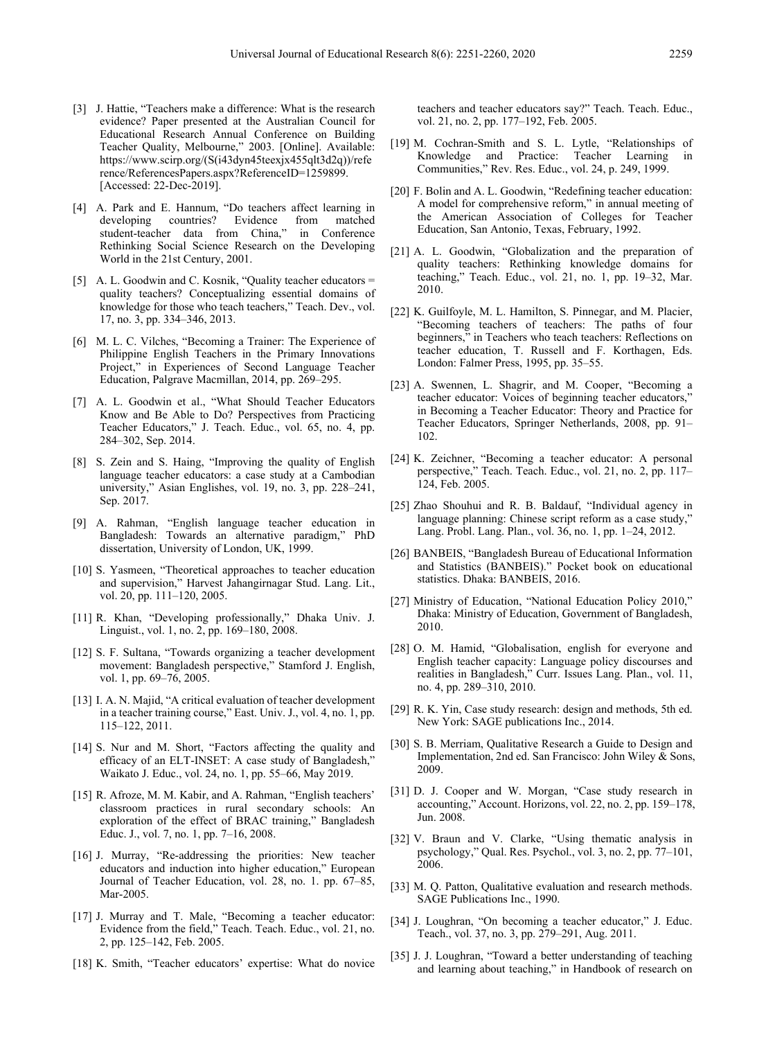[3] J. Hattie, "Teachers make a difference: What is the research evidence? Paper presented at the Australian Council for Educational Research Annual Conference on Building Teacher Quality, Melbourne," 2003. [Online]. Available: https://www.scirp.org/(S(i43dyn45teexjx455qlt3d2q))/referenceReferencesPapers.aspx?ReferenceID=1259899. [Accessed: 22-Dec-2019].

[4] A. Park and E. Hannum, "Do teachers affect learning in developing countries? Evidence from matched student-teacher data from China," in Conference Rethinking Social Science Research on the Developing World in the 21st Century, 2001.

[5] A. L. Goodwin and C. Kosnik, "Quality teacher educators = quality teachers? Conceptualizing essential domains of knowledge for those who teach teachers," Teach. Dev., vol. 17, no. 3, pp. 334–346, 2013.

[6] M. L. C. Vilches, "Becoming a Trainer: The Experience of Philippine English Teachers in the Primary Innovations Project," in Experiences of Second Language Teacher Education, Palgrave Macmillan, 2014, pp. 269–295.

[7] A. L. Goodwin et al., "What Should Teacher Educators Know and Be Able to Do? Perspectives from Practicing Teacher Educators," J. Teach. Educ., vol. 65, no. 4, pp. 284–302, Sep. 2014.

[8] S. Zein and S. Haing, "Improving the quality of English language teacher educators: a case study at a Cambodian university," Asian Englishes, vol. 19, no. 3, pp. 228–241, Sep. 2017.

[9] A. Rahman, "English language teacher education in Bangladesh: Towards an alternative paradigm," PhD dissertation, University of London, UK, 1999.

[10] S. Yasmeen, "Theoretical approaches to teacher education and supervision," Harvest Jahangirnagar Stud. Lang. Lit., vol. 20, pp. 111–120, 2005.

[11] R. Khan, "Developing professionally," Dhaka Univ. J. Linguist., vol. 1, no. 2, pp. 169–180, 2008.

[12] S. F. Sultana, "Towards organizing a teacher development movement: Bangladesh perspective," Stamford J. English, vol. 1, pp. 69–76, 2005.

[13] I. A. N. Majid, "A critical evaluation of teacher development in a teacher training course," East. Univ. J., vol. 4, no. 1, pp. 115–122, 2011.

[14] S. Nur and M. Short, "Factors affecting the quality and efficacy of an ELT-INSET: A case study of Bangladesh," Waikato J. Educ., vol. 24, no. 1, pp. 55–66, May 2019.

[15] R. Afroze, M. M. Kabir, and A. Rahman, "English teachers' classroom practices in rural secondary schools: An exploration of the effect of BRAC training," Bangladesh Educ. J., vol. 7, no. 1, pp. 7–16, 2008.

[16] J. Murray, "Re-addressing the priorities: New teacher educators and induction into higher education," European Journal of Teacher Education, vol. 28, no. 1. pp. 67–85, Mar-2005.

[17] J. Murray and T. Male, "Becoming a teacher educator: Evidence from the field," Teach. Teach. Educ., vol. 21, no. 2, pp. 125–142, Feb. 2005.

[18] K. Smith, "Teacher educators' expertise: What do novice teachers and teacher educators say?" Teach. Teach. Educ., vol. 21, no. 2, pp. 177–192, Feb. 2005.

[19] M. Cochran-Smith and S. L. Lytle, "Relationships of Knowledge and Practice: Teacher Learning in Communities," Rev. Res. Educ., vol. 24, p. 249, 1999.

[20] F. Bolin and A. L. Goodwin, "Redefining teacher education: A model for comprehensive reform," in annual meeting of the American Association of Colleges for Teacher Education, San Antonio, Texas, February, 1992.

[21] A. L. Goodwin, "Globalization and the preparation of quality teachers: Rethinking knowledge domains for teaching," Teach. Educ., vol. 21, no. 1, pp. 19–32, Mar. 2010.

[22] K. Guilfoyle, M. L. Hamilton, S. Pinnegar, and M. Placier, "Becoming teachers of teachers: The paths of four beginners," in Teachers who teach teachers: Reflections on teacher education, T. Russell and F. Korthagen, Eds. London: Falmer Press, 1995, pp. 35–55.

[23] A. Swennen, L. Shagrir, and M. Cooper, "Becoming a teacher educator: Voices of beginning teacher educators," in Becoming a Teacher Educator: Theory and Practice for Teacher Educators, Springer Netherlands, 2008, pp. 91–102.

[24] K. Zeichner, "Becoming a teacher educator: A personal perspective," Teach. Teach. Educ., vol. 21, no. 2, pp. 117–124, Feb. 2005.

[25] Zhao Shouhui and R. B. Baldauf, "Individual agency in language planning: Chinese script reform as a case study," Lang. Probl. Lang. Plan., vol. 36, no. 1, pp. 1–24, 2012.

[26] BANBEIS, "Bangladesh Bureau of Educational Information and Statistics (BANBEIS)." Pocket book on educational statistics. Dhaka: BANBEIS, 2016.

[27] Ministry of Education, "National Education Policy 2010," Dhaka: Ministry of Education, Government of Bangladesh, 2010.

[28] O. M. Hamid, "Globalisation, english for everyone and English teacher capacity: Language policy discourses and realities in Bangladesh," Curr. Issues Lang. Plan., vol. 11, no. 4, pp. 289–310, 2010.

[29] R. K. Yin, Case study research: design and methods, 5th ed. New York: SAGE publications Inc., 2014.

[30] S. B. Merriam, Qualitative Research a Guide to Design and Implementation, 2nd ed. San Francisco: John Wiley & Sons, 2009.

[31] D. J. Cooper and W. Morgan, "Case study research in accounting," Account. Horizons, vol. 22, no. 2, pp. 159–178, Jun. 2008.

[32] V. Braun and V. Clarke, "Using thematic analysis in psychology," Qual. Res. Psychol., vol. 3, no. 2, pp. 77–101, 2006.

[33] M. Q. Patton, Qualitative evaluation and research methods. SAGE Publications Inc., 1990.

[34] J. Loughran, "On becoming a teacher educator," J. Educ. Teach., vol. 37, no. 3, pp. 279–291, Aug. 2011.

[35] J. J. Loughran, "Toward a better understanding of teaching and learning about teaching," in Handbook of research on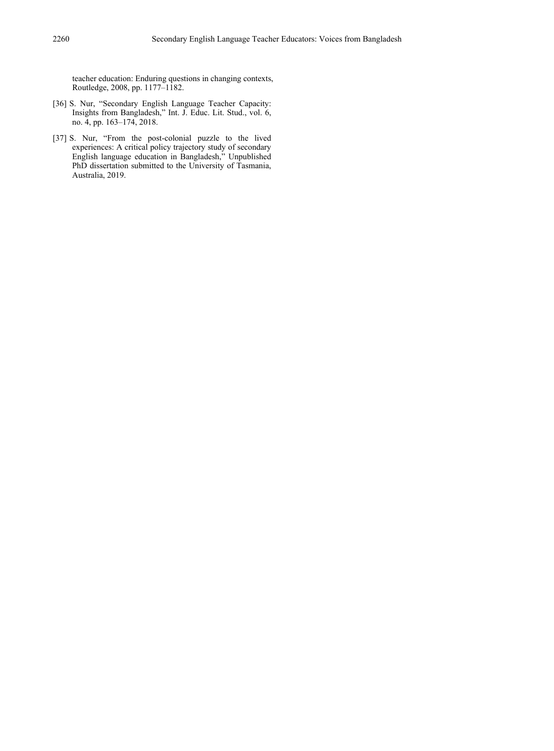teacher education: Enduring questions in changing contexts, Routledge, 2008, pp. 1177–1182.

[36] S. Nur, "Secondary English Language Teacher Capacity: Insights from Bangladesh," Int. J. Educ. Lit. Stud., vol. 6, no. 4, pp. 163–174, 2018.

[37] S. Nur, "From the post-colonial puzzle to the lived experiences: A critical policy trajectory study of secondary English language education in Bangladesh," Unpublished PhD dissertation submitted to the University of Tasmania, Australia, 2019.